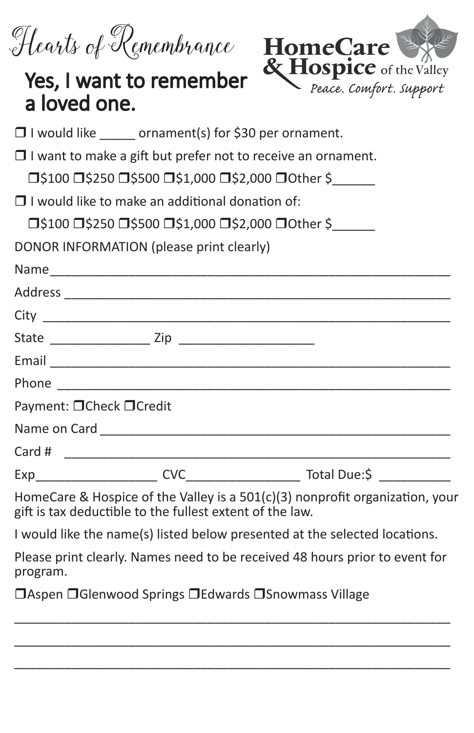# Hearts of Remembrance

**HomeCare & Hospice** of the Valley
*Peace. Comfort. Support*

## Yes, I want to remember a loved one.

❒ I would like _____ ornament(s) for $30 per ornament.

❒ I want to make a gift but prefer not to receive an ornament.

❒$100 ❒$250 ❒$500 ❒$1,000 ❒$2,000 ❒Other $______

❒ I would like to make an additional donation of:

❒$100 ❒$250 ❒$500 ❒$1,000 ❒$2,000 ❒Other $______

DONOR INFORMATION (please print clearly)

Name_______________________________________________________

Address _____________________________________________________

City ________________________________________________________

State ______________ Zip ___________________

Email _______________________________________________________

Phone _______________________________________________________

Payment: ❒Check ❒Credit

Name on Card _______________________________________________

Card # ______________________________________________________

Exp_________________ CVC________________ Total Due:$ __________

HomeCare & Hospice of the Valley is a 501(c)(3) nonprofit organization, your gift is tax deductible to the fullest extent of the law.

I would like the name(s) listed below presented at the selected locations.

Please print clearly. Names need to be received 48 hours prior to event for program.

❒Aspen ❒Glenwood Springs ❒Edwards ❒Snowmass Village

_____________________________________________________________

_____________________________________________________________

_____________________________________________________________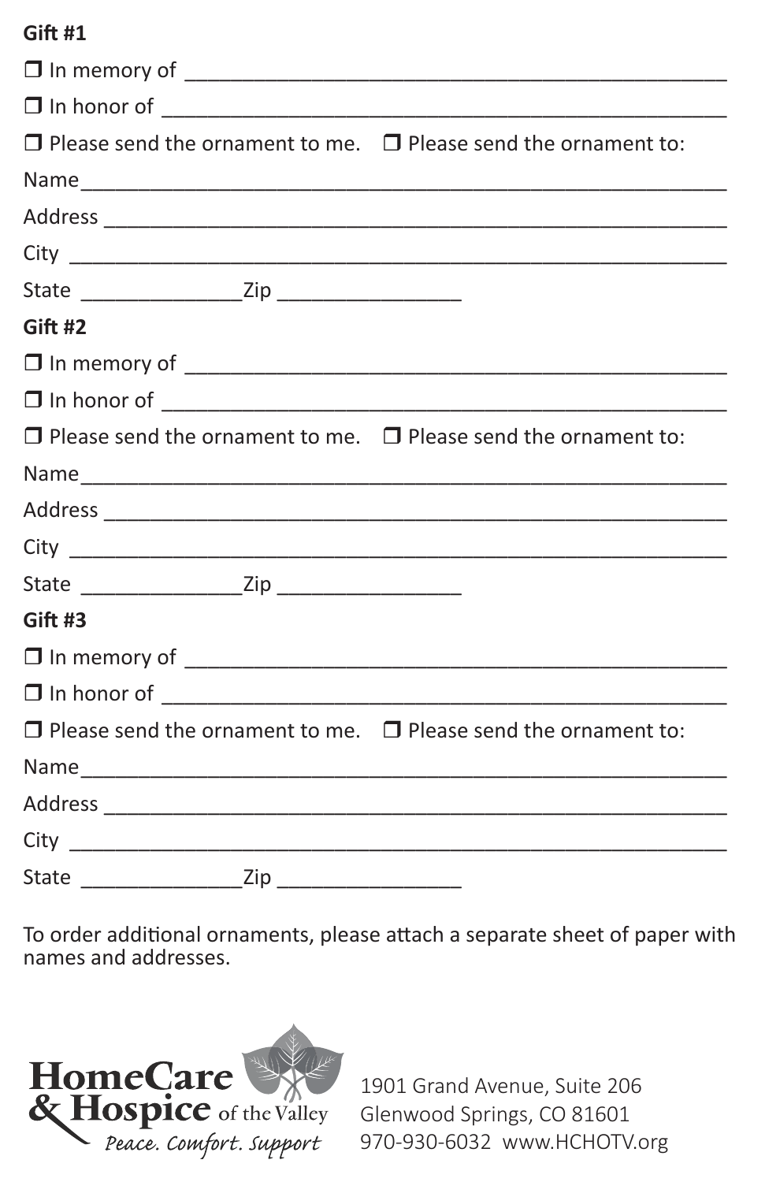**Gift #1**

☐ In memory of ______________________________________________

☐ In honor of ______________________________________________

☐ Please send the ornament to me. ☐ Please send the ornament to:

Name______________________________________________________

Address ____________________________________________________

City _______________________________________________________

State _____________Zip _______________

**Gift #2**

☐ In memory of ______________________________________________

☐ In honor of ______________________________________________

☐ Please send the ornament to me. ☐ Please send the ornament to:

Name______________________________________________________

Address ____________________________________________________

City _______________________________________________________

State _____________Zip _______________

**Gift #3**

☐ In memory of ______________________________________________

☐ In honor of ______________________________________________

☐ Please send the ornament to me. ☐ Please send the ornament to:

Name______________________________________________________

Address ____________________________________________________

City _______________________________________________________

State _____________Zip _______________

To order additional ornaments, please attach a separate sheet of paper with names and addresses.

HomeCare & Hospice of the Valley
*Peace. Comfort. Support*

1901 Grand Avenue, Suite 206
Glenwood Springs, CO 81601
970-930-6032 www.HCHOTV.org